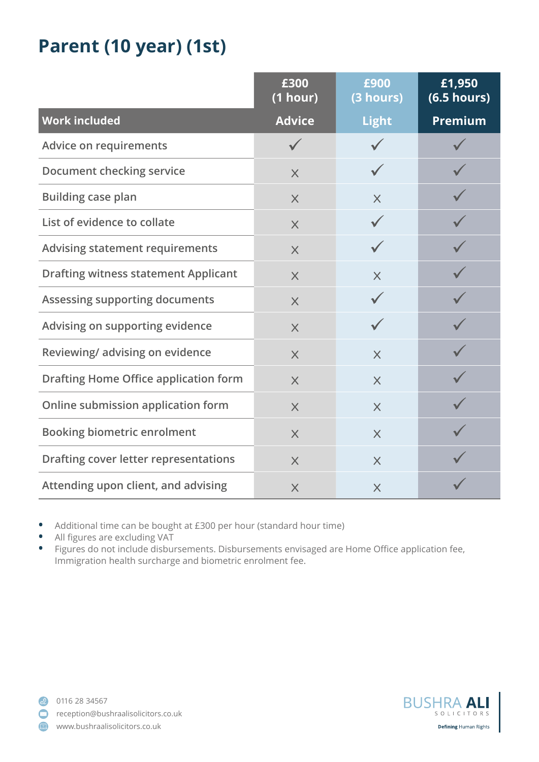# Parent (10 year) (1st)

| Work included | £300 (1 hour) Advice | £900 (3 hours) Light | £1,950 (6.5 hours) Premium |
|---|---|---|---|
| Advice on requirements | ✓ | ✓ | ✓ |
| Document checking service | × | ✓ | ✓ |
| Building case plan | × | × | ✓ |
| List of evidence to collate | × | ✓ | ✓ |
| Advising statement requirements | × | ✓ | ✓ |
| Drafting witness statement Applicant | × | × | ✓ |
| Assessing supporting documents | × | ✓ | ✓ |
| Advising on supporting evidence | × | ✓ | ✓ |
| Reviewing/ advising on evidence | × | × | ✓ |
| Drafting Home Office application form | × | × | ✓ |
| Online submission application form | × | × | ✓ |
| Booking biometric enrolment | × | × | ✓ |
| Drafting cover letter representations | × | × | ✓ |
| Attending upon client, and advising | × | × | ✓ |

- Additional time can be bought at £300 per hour (standard hour time)
- All figures are excluding VAT
- Figures do not include disbursements. Disbursements envisaged are Home Office application fee, Immigration health surcharge and biometric enrolment fee.

0116 28 34567
reception@bushraalisolicitors.co.uk
www.bushraalisolicitors.co.uk

BUSHRA ALI SOLICITORS
Defining Human Rights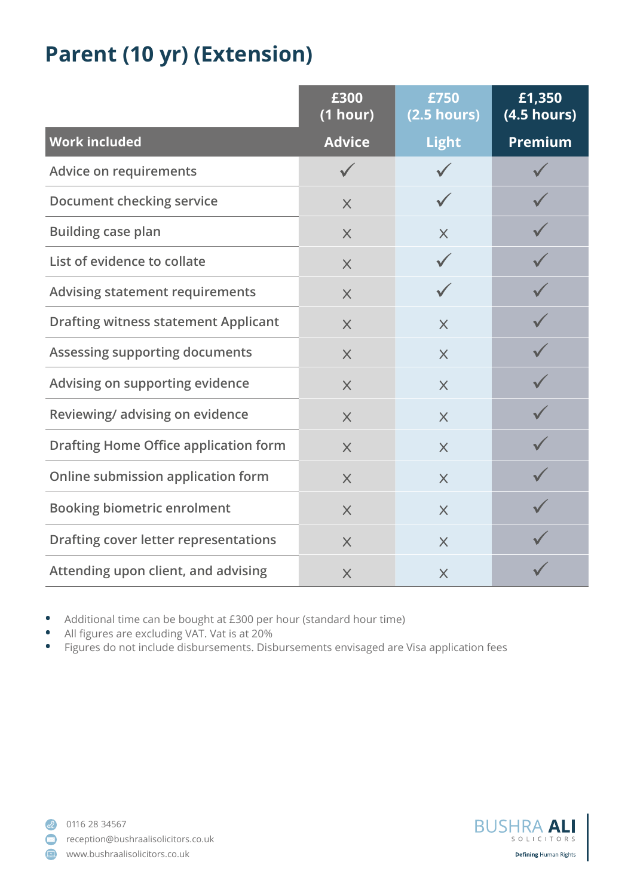# Parent (10 yr) (Extension)

| Work included | £300 (1 hour) Advice | £750 (2.5 hours) Light | £1,350 (4.5 hours) Premium |
|---|---|---|---|
| Advice on requirements | ✓ | ✓ | ✓ |
| Document checking service | × | ✓ | ✓ |
| Building case plan | × | × | ✓ |
| List of evidence to collate | × | ✓ | ✓ |
| Advising statement requirements | × | ✓ | ✓ |
| Drafting witness statement Applicant | × | × | ✓ |
| Assessing supporting documents | × | × | ✓ |
| Advising on supporting evidence | × | × | ✓ |
| Reviewing/ advising on evidence | × | × | ✓ |
| Drafting Home Office application form | × | × | ✓ |
| Online submission application form | × | × | ✓ |
| Booking biometric enrolment | × | × | ✓ |
| Drafting cover letter representations | × | × | ✓ |
| Attending upon client, and advising | × | × | ✓ |

- Additional time can be bought at £300 per hour (standard hour time)
- All figures are excluding VAT. Vat is at 20%
- Figures do not include disbursements. Disbursements envisaged are Visa application fees

0116 28 34567
reception@bushraalisolicitors.co.uk
www.bushraalisolicitors.co.uk

BUSHRA ALI SOLICITORS
Defining Human Rights